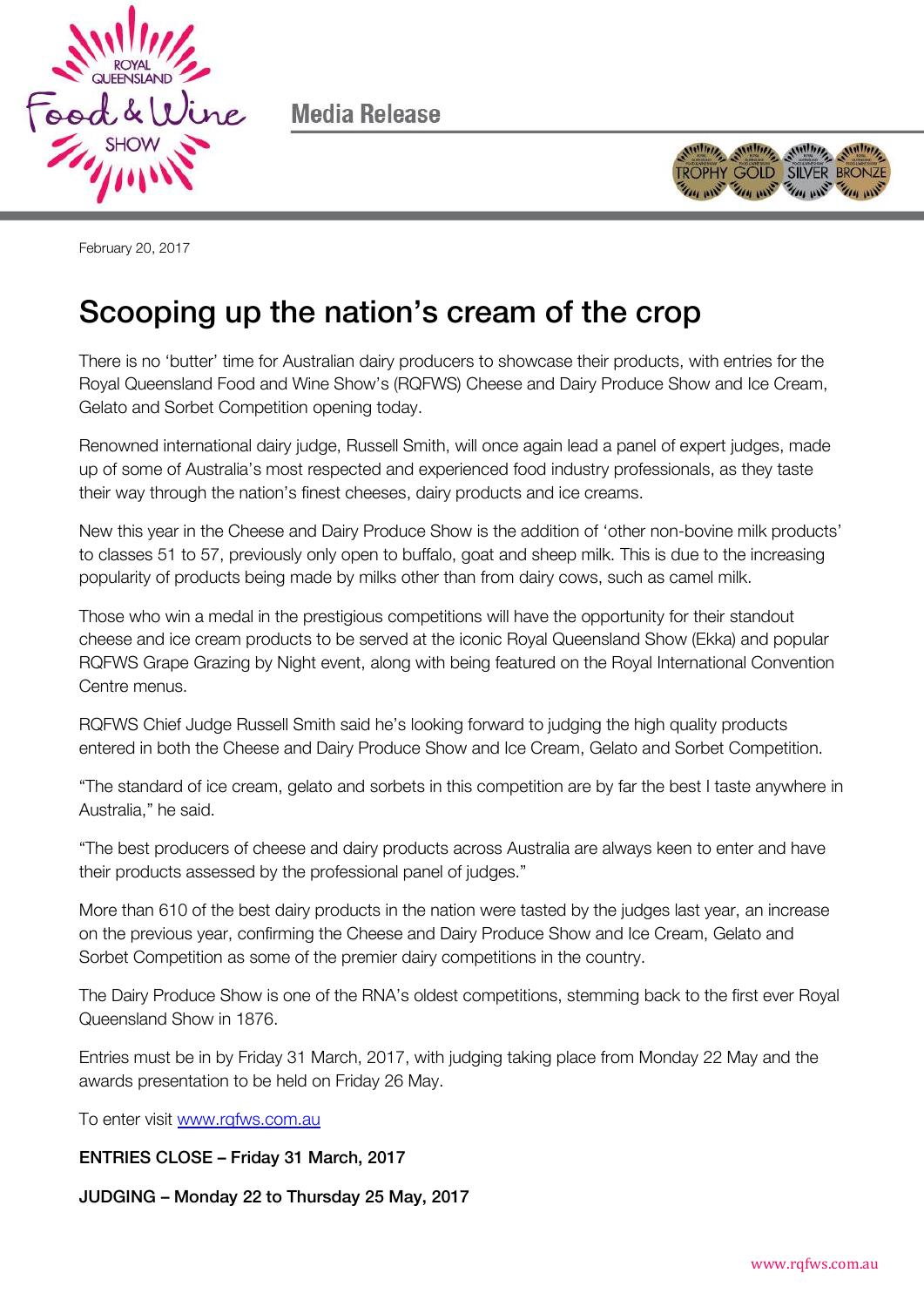Media Release

February 20, 2017

# Scooping up the nation's cream of the crop

There is no 'butter' time for Australian dairy producers to showcase their products, with entries for the Royal Queensland Food and Wine Show's (RQFWS) Cheese and Dairy Produce Show and Ice Cream, Gelato and Sorbet Competition opening today.

Renowned international dairy judge, Russell Smith, will once again lead a panel of expert judges, made up of some of Australia's most respected and experienced food industry professionals, as they taste their way through the nation's finest cheeses, dairy products and ice creams.

New this year in the Cheese and Dairy Produce Show is the addition of 'other non-bovine milk products' to classes 51 to 57, previously only open to buffalo, goat and sheep milk. This is due to the increasing popularity of products being made by milks other than from dairy cows, such as camel milk.

Those who win a medal in the prestigious competitions will have the opportunity for their standout cheese and ice cream products to be served at the iconic Royal Queensland Show (Ekka) and popular RQFWS Grape Grazing by Night event, along with being featured on the Royal International Convention Centre menus.

RQFWS Chief Judge Russell Smith said he's looking forward to judging the high quality products entered in both the Cheese and Dairy Produce Show and Ice Cream, Gelato and Sorbet Competition.

"The standard of ice cream, gelato and sorbets in this competition are by far the best I taste anywhere in Australia," he said.

"The best producers of cheese and dairy products across Australia are always keen to enter and have their products assessed by the professional panel of judges."

More than 610 of the best dairy products in the nation were tasted by the judges last year, an increase on the previous year, confirming the Cheese and Dairy Produce Show and Ice Cream, Gelato and Sorbet Competition as some of the premier dairy competitions in the country.

The Dairy Produce Show is one of the RNA's oldest competitions, stemming back to the first ever Royal Queensland Show in 1876.

Entries must be in by Friday 31 March, 2017, with judging taking place from Monday 22 May and the awards presentation to be held on Friday 26 May.

To enter visit [www.rqfws.com.au](www.rqfws.com.au)

**ENTRIES CLOSE – Friday 31 March, 2017**

**JUDGING – Monday 22 to Thursday 25 May, 2017**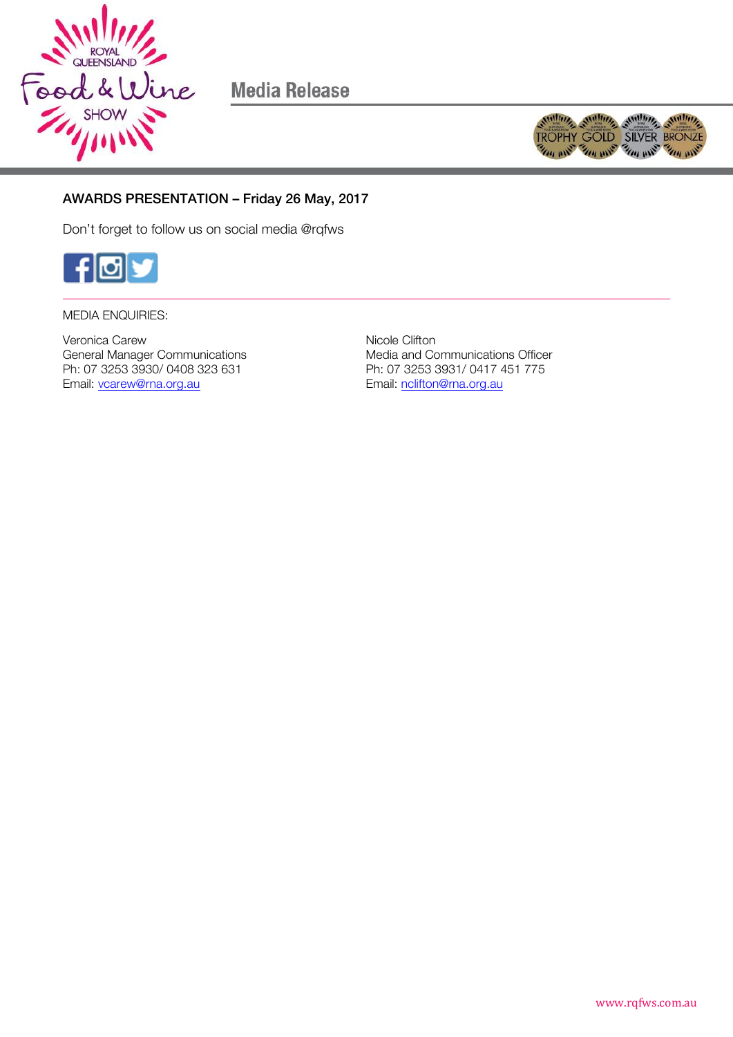**AWARDS PRESENTATION – Friday 26 May, 2017**

Don't forget to follow us on social media @rqfws

---

MEDIA ENQUIRIES:

Veronica Carew
General Manager Communications
Ph: 07 3253 3930/ 0408 323 631
Email: vcarew@rna.org.au

Nicole Clifton
Media and Communications Officer
Ph: 07 3253 3931/ 0417 451 775
Email: nclifton@rna.org.au